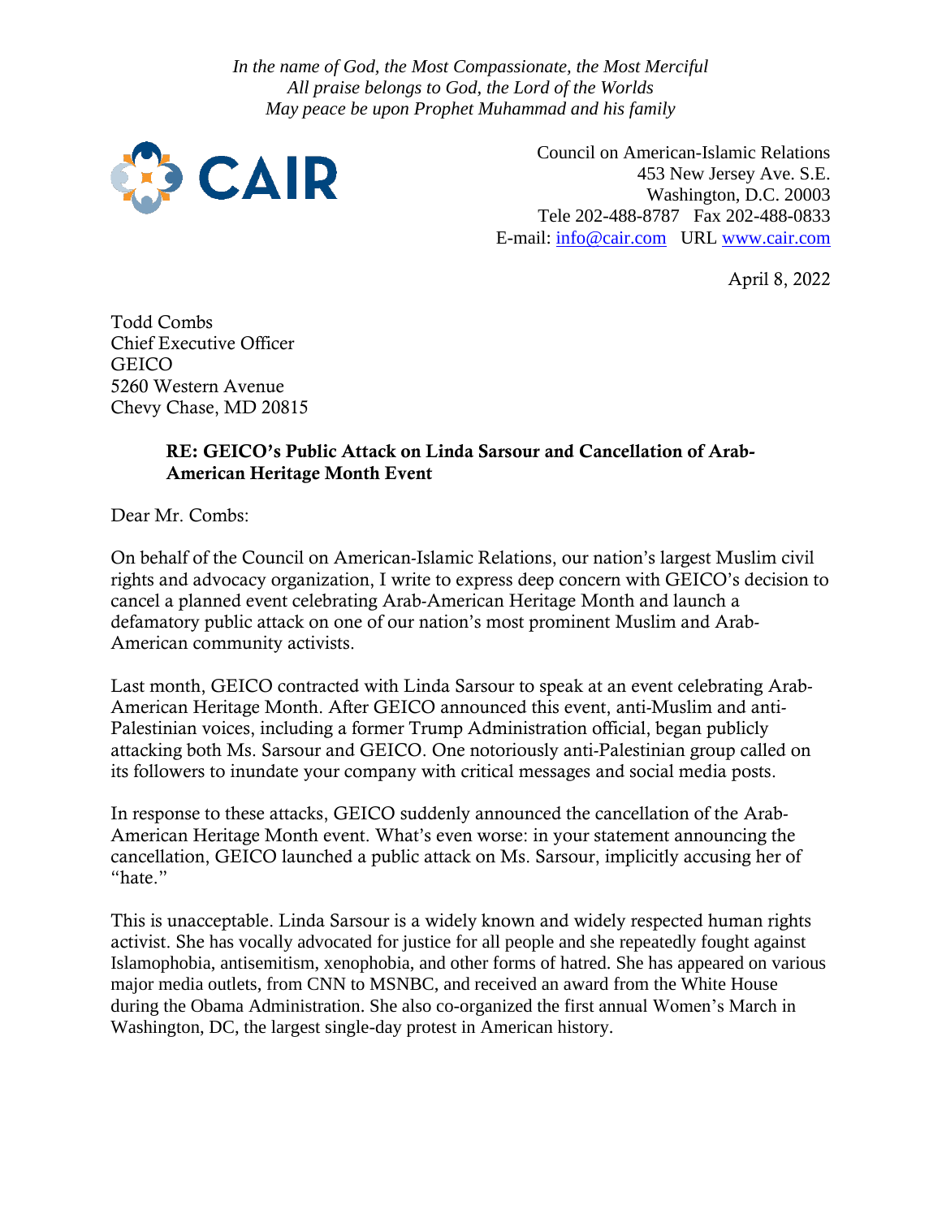*In the name of God, the Most Compassionate, the Most Merciful*
*All praise belongs to God, the Lord of the Worlds*
*May peace be upon Prophet Muhammad and his family*

CAIR

Council on American-Islamic Relations
453 New Jersey Ave. S.E.
Washington, D.C. 20003
Tele 202-488-8787 Fax 202-488-0833
E-mail: info@cair.com URL www.cair.com

April 8, 2022

Todd Combs
Chief Executive Officer
GEICO
5260 Western Avenue
Chevy Chase, MD 20815

**RE: GEICO's Public Attack on Linda Sarsour and Cancellation of Arab-American Heritage Month Event**

Dear Mr. Combs:

On behalf of the Council on American-Islamic Relations, our nation's largest Muslim civil rights and advocacy organization, I write to express deep concern with GEICO's decision to cancel a planned event celebrating Arab-American Heritage Month and launch a defamatory public attack on one of our nation's most prominent Muslim and Arab-American community activists.

Last month, GEICO contracted with Linda Sarsour to speak at an event celebrating Arab-American Heritage Month. After GEICO announced this event, anti-Muslim and anti-Palestinian voices, including a former Trump Administration official, began publicly attacking both Ms. Sarsour and GEICO. One notoriously anti-Palestinian group called on its followers to inundate your company with critical messages and social media posts.

In response to these attacks, GEICO suddenly announced the cancellation of the Arab-American Heritage Month event. What's even worse: in your statement announcing the cancellation, GEICO launched a public attack on Ms. Sarsour, implicitly accusing her of "hate."

This is unacceptable. Linda Sarsour is a widely known and widely respected human rights activist. She has vocally advocated for justice for all people and she repeatedly fought against Islamophobia, antisemitism, xenophobia, and other forms of hatred. She has appeared on various major media outlets, from CNN to MSNBC, and received an award from the White House during the Obama Administration. She also co-organized the first annual Women's March in Washington, DC, the largest single-day protest in American history.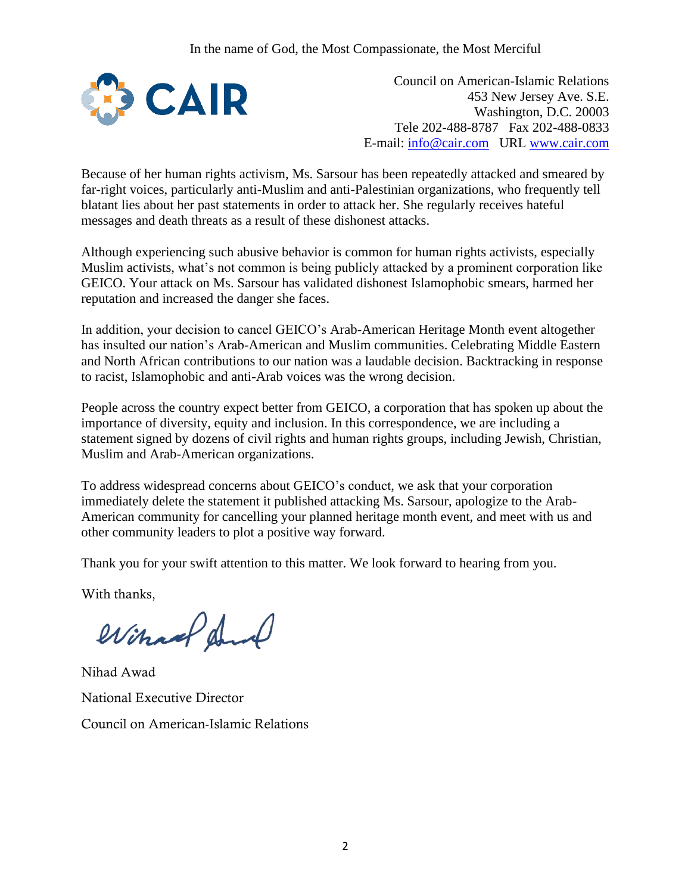In the name of God, the Most Compassionate, the Most Merciful

CAIR

Council on American-Islamic Relations
453 New Jersey Ave. S.E.
Washington, D.C. 20003
Tele 202-488-8787 Fax 202-488-0833
E-mail: info@cair.com URL www.cair.com

Because of her human rights activism, Ms. Sarsour has been repeatedly attacked and smeared by far-right voices, particularly anti-Muslim and anti-Palestinian organizations, who frequently tell blatant lies about her past statements in order to attack her. She regularly receives hateful messages and death threats as a result of these dishonest attacks.

Although experiencing such abusive behavior is common for human rights activists, especially Muslim activists, what's not common is being publicly attacked by a prominent corporation like GEICO. Your attack on Ms. Sarsour has validated dishonest Islamophobic smears, harmed her reputation and increased the danger she faces.

In addition, your decision to cancel GEICO's Arab-American Heritage Month event altogether has insulted our nation's Arab-American and Muslim communities. Celebrating Middle Eastern and North African contributions to our nation was a laudable decision. Backtracking in response to racist, Islamophobic and anti-Arab voices was the wrong decision.

People across the country expect better from GEICO, a corporation that has spoken up about the importance of diversity, equity and inclusion. In this correspondence, we are including a statement signed by dozens of civil rights and human rights groups, including Jewish, Christian, Muslim and Arab-American organizations.

To address widespread concerns about GEICO's conduct, we ask that your corporation immediately delete the statement it published attacking Ms. Sarsour, apologize to the Arab-American community for cancelling your planned heritage month event, and meet with us and other community leaders to plot a positive way forward.

Thank you for your swift attention to this matter. We look forward to hearing from you.

With thanks,

Nihad Awad

National Executive Director

Council on American-Islamic Relations